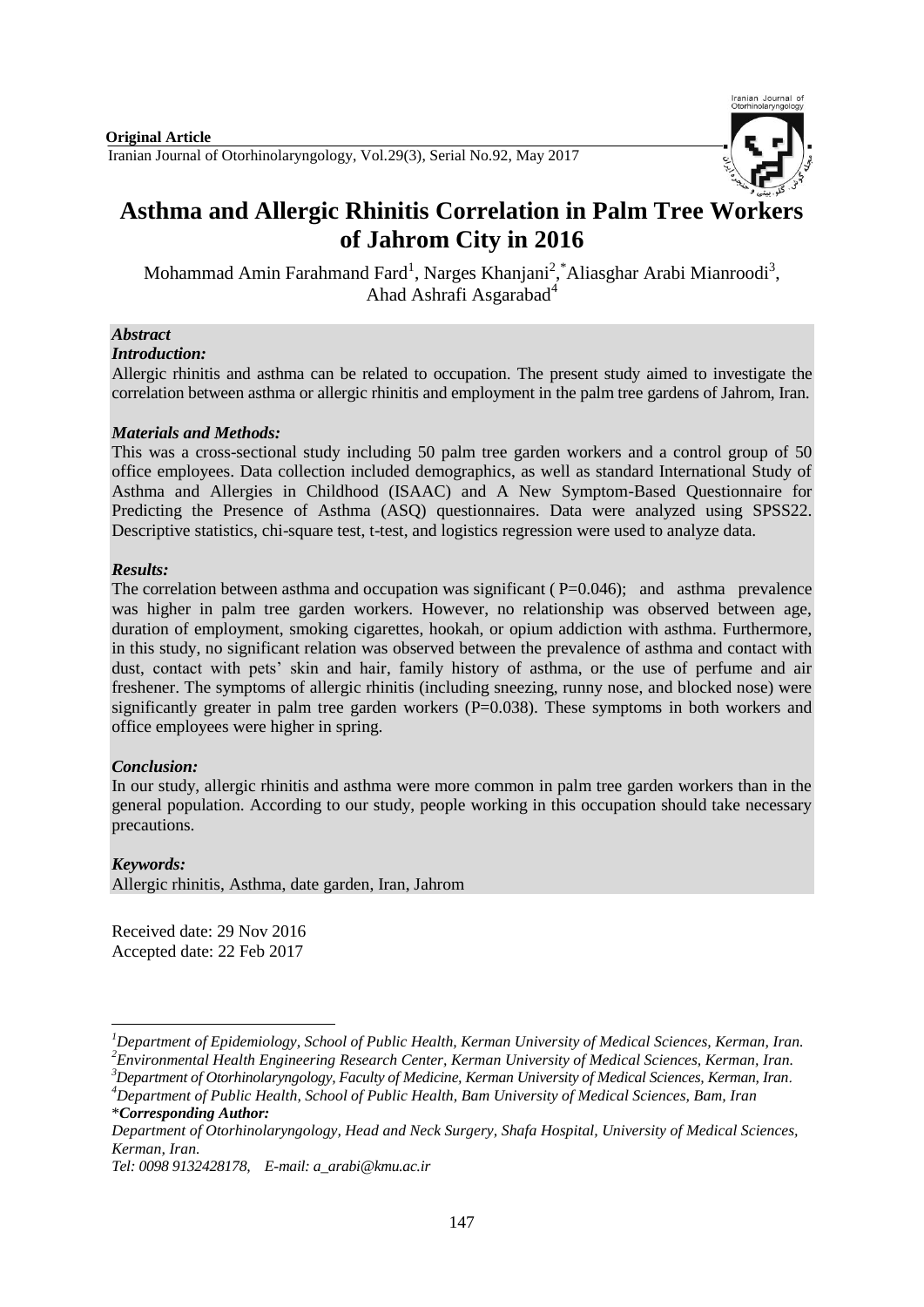**Original Article**

# Asthma and Allergic Rhinitis Correlation in Palm Tree Workers of Jahrom City in 2016

Mohammad Amin Farahmand Fard[1], Narges Khanjani[2], *Aliasghar Arabi Mianroodi[3], Ahad Ashrafi Asgarabad[4]

## *Abstract*

### *Introduction:*

Allergic rhinitis and asthma can be related to occupation. The present study aimed to investigate the correlation between asthma or allergic rhinitis and employment in the palm tree gardens of Jahrom, Iran.

### *Materials and Methods:*

This was a cross-sectional study including 50 palm tree garden workers and a control group of 50 office employees. Data collection included demographics, as well as standard International Study of Asthma and Allergies in Childhood (ISAAC) and A New Symptom-Based Questionnaire for Predicting the Presence of Asthma (ASQ) questionnaires. Data were analyzed using SPSS22. Descriptive statistics, chi-square test, t-test, and logistics regression were used to analyze data.

### *Results:*

The correlation between asthma and occupation was significant ( P=0.046); and asthma prevalence was higher in palm tree garden workers. However, no relationship was observed between age, duration of employment, smoking cigarettes, hookah, or opium addiction with asthma. Furthermore, in this study, no significant relation was observed between the prevalence of asthma and contact with dust, contact with pets' skin and hair, family history of asthma, or the use of perfume and air freshener. The symptoms of allergic rhinitis (including sneezing, runny nose, and blocked nose) were significantly greater in palm tree garden workers (P=0.038). These symptoms in both workers and office employees were higher in spring.

### *Conclusion:*

In our study, allergic rhinitis and asthma were more common in palm tree garden workers than in the general population. According to our study, people working in this occupation should take necessary precautions.

### *Keywords:*

Allergic rhinitis, Asthma, date garden, Iran, Jahrom

Received date: 29 Nov 2016
Accepted date: 22 Feb 2017

---

[1]*Department of Epidemiology, School of Public Health, Kerman University of Medical Sciences, Kerman, Iran.*
[2]*Environmental Health Engineering Research Center, Kerman University of Medical Sciences, Kerman, Iran.*
[3]*Department of Otorhinolaryngology, Faculty of Medicine, Kerman University of Medical Sciences, Kerman, Iran.*
[4]*Department of Public Health, School of Public Health, Bam University of Medical Sciences, Bam, Iran*
*\*Corresponding Author:*
*Department of Otorhinolaryngology, Head and Neck Surgery, Shafa Hospital, University of Medical Sciences, Kerman, Iran.*
*Tel: 0098 9132428178, E-mail: a_arabi@kmu.ac.ir*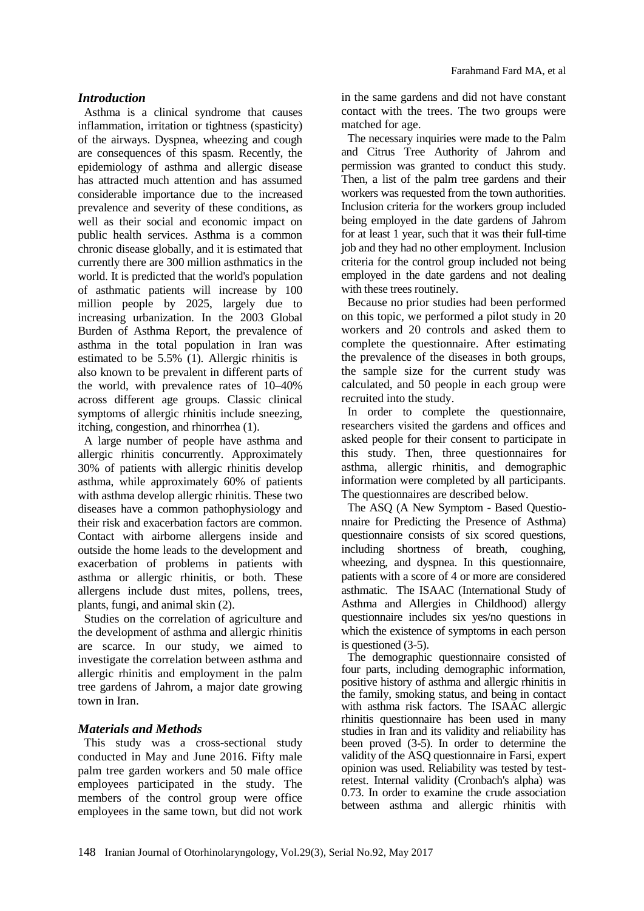## *Introduction*

Asthma is a clinical syndrome that causes inflammation, irritation or tightness (spasticity) of the airways. Dyspnea, wheezing and cough are consequences of this spasm. Recently, the epidemiology of asthma and allergic disease has attracted much attention and has assumed considerable importance due to the increased prevalence and severity of these conditions, as well as their social and economic impact on public health services. Asthma is a common chronic disease globally, and it is estimated that currently there are 300 million asthmatics in the world. It is predicted that the world's population of asthmatic patients will increase by 100 million people by 2025, largely due to increasing urbanization. In the 2003 Global Burden of Asthma Report, the prevalence of asthma in the total population in Iran was estimated to be 5.5% (1). Allergic rhinitis is also known to be prevalent in different parts of the world, with prevalence rates of 10–40% across different age groups. Classic clinical symptoms of allergic rhinitis include sneezing, itching, congestion, and rhinorrhea (1).

A large number of people have asthma and allergic rhinitis concurrently. Approximately 30% of patients with allergic rhinitis develop asthma, while approximately 60% of patients with asthma develop allergic rhinitis. These two diseases have a common pathophysiology and their risk and exacerbation factors are common. Contact with airborne allergens inside and outside the home leads to the development and exacerbation of problems in patients with asthma or allergic rhinitis, or both. These allergens include dust mites, pollens, trees, plants, fungi, and animal skin (2).

Studies on the correlation of agriculture and the development of asthma and allergic rhinitis are scarce. In our study, we aimed to investigate the correlation between asthma and allergic rhinitis and employment in the palm tree gardens of Jahrom, a major date growing town in Iran.

## *Materials and Methods*

This study was a cross-sectional study conducted in May and June 2016. Fifty male palm tree garden workers and 50 male office employees participated in the study. The members of the control group were office employees in the same town, but did not work in the same gardens and did not have constant contact with the trees. The two groups were matched for age.

The necessary inquiries were made to the Palm and Citrus Tree Authority of Jahrom and permission was granted to conduct this study. Then, a list of the palm tree gardens and their workers was requested from the town authorities. Inclusion criteria for the workers group included being employed in the date gardens of Jahrom for at least 1 year, such that it was their full-time job and they had no other employment. Inclusion criteria for the control group included not being employed in the date gardens and not dealing with these trees routinely.

Because no prior studies had been performed on this topic, we performed a pilot study in 20 workers and 20 controls and asked them to complete the questionnaire. After estimating the prevalence of the diseases in both groups, the sample size for the current study was calculated, and 50 people in each group were recruited into the study.

In order to complete the questionnaire, researchers visited the gardens and offices and asked people for their consent to participate in this study. Then, three questionnaires for asthma, allergic rhinitis, and demographic information were completed by all participants. The questionnaires are described below.

The ASQ (A New Symptom - Based Questionnaire for Predicting the Presence of Asthma) questionnaire consists of six scored questions, including shortness of breath, coughing, wheezing, and dyspnea. In this questionnaire, patients with a score of 4 or more are considered asthmatic. The ISAAC (International Study of Asthma and Allergies in Childhood) allergy questionnaire includes six yes/no questions in which the existence of symptoms in each person is questioned (3-5).

The demographic questionnaire consisted of four parts, including demographic information, positive history of asthma and allergic rhinitis in the family, smoking status, and being in contact with asthma risk factors. The ISAAC allergic rhinitis questionnaire has been used in many studies in Iran and its validity and reliability has been proved (3-5). In order to determine the validity of the ASQ questionnaire in Farsi, expert opinion was used. Reliability was tested by test-retest. Internal validity (Cronbach's alpha) was 0.73. In order to examine the crude association between asthma and allergic rhinitis with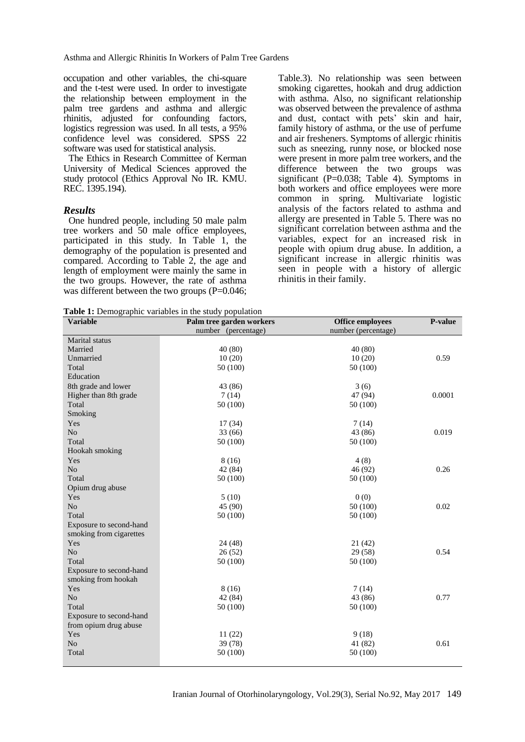occupation and other variables, the chi-square and the t-test were used. In order to investigate the relationship between employment in the palm tree gardens and asthma and allergic rhinitis, adjusted for confounding factors, logistics regression was used. In all tests, a 95% confidence level was considered. SPSS 22 software was used for statistical analysis.

The Ethics in Research Committee of Kerman University of Medical Sciences approved the study protocol (Ethics Approval No IR. KMU. REC. 1395.194).

### *Results*

One hundred people, including 50 male palm tree workers and 50 male office employees, participated in this study. In Table 1, the demography of the population is presented and compared. According to Table 2, the age and length of employment were mainly the same in the two groups. However, the rate of asthma was different between the two groups (P=0.046; Table.3). No relationship was seen between smoking cigarettes, hookah and drug addiction with asthma. Also, no significant relationship was observed between the prevalence of asthma and dust, contact with pets' skin and hair, family history of asthma, or the use of perfume and air fresheners. Symptoms of allergic rhinitis such as sneezing, runny nose, or blocked nose were present in more palm tree workers, and the difference between the two groups was significant (P=0.038; Table 4). Symptoms in both workers and office employees were more common in spring. Multivariate logistic analysis of the factors related to asthma and allergy are presented in Table 5. There was no significant correlation between asthma and the variables, expect for an increased risk in people with opium drug abuse. In addition, a significant increase in allergic rhinitis was seen in people with a history of allergic rhinitis in their family.

**Table 1:** Demographic variables in the study population

| Variable | Palm tree garden workers number (percentage) | Office employees number (percentage) | P-value |
|---|---|---|---|
| Marital status | | | |
| Married | 40 (80) | 40 (80) | |
| Unmarried | 10 (20) | 10 (20) | 0.59 |
| Total | 50 (100) | 50 (100) | |
| Education | | | |
| 8th grade and lower | 43 (86) | 3 (6) | |
| Higher than 8th grade | 7 (14) | 47 (94) | 0.0001 |
| Total | 50 (100) | 50 (100) | |
| Smoking | | | |
| Yes | 17 (34) | 7 (14) | |
| No | 33 (66) | 43 (86) | 0.019 |
| Total | 50 (100) | 50 (100) | |
| Hookah smoking | | | |
| Yes | 8 (16) | 4 (8) | |
| No | 42 (84) | 46 (92) | 0.26 |
| Total | 50 (100) | 50 (100) | |
| Opium drug abuse | | | |
| Yes | 5 (10) | 0 (0) | |
| No | 45 (90) | 50 (100) | 0.02 |
| Total | 50 (100) | 50 (100) | |
| Exposure to second-hand smoking from cigarettes | | | |
| Yes | 24 (48) | 21 (42) | |
| No | 26 (52) | 29 (58) | 0.54 |
| Total | 50 (100) | 50 (100) | |
| Exposure to second-hand smoking from hookah | | | |
| Yes | 8 (16) | 7 (14) | |
| No | 42 (84) | 43 (86) | 0.77 |
| Total | 50 (100) | 50 (100) | |
| Exposure to second-hand from opium drug abuse | | | |
| Yes | 11 (22) | 9 (18) | |
| No | 39 (78) | 41 (82) | 0.61 |
| Total | 50 (100) | 50 (100) | |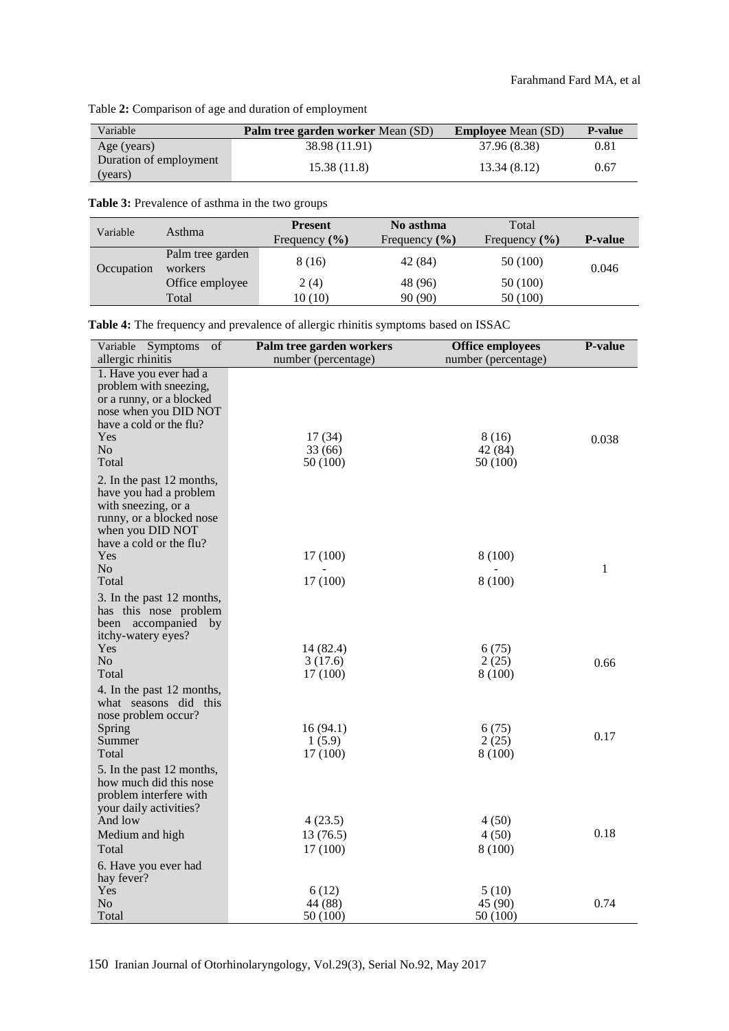Table **2:** Comparison of age and duration of employment

| Variable | **Palm tree garden worker** Mean (SD) | **Employee** Mean (SD) | **P-value** |
|---|---|---|---|
| Age (years) | 38.98 (11.91) | 37.96 (8.38) | 0.81 |
| Duration of employment (years) | 15.38 (11.8) | 13.34 (8.12) | 0.67 |

**Table 3:** Prevalence of asthma in the two groups

| Variable | Asthma | **Present** Frequency **(%)** | **No asthma** Frequency **(%)** | Total Frequency **(%)** | **P-value** |
|---|---|---|---|---|---|
| Occupation | Palm tree garden workers | 8 (16) | 42 (84) | 50 (100) | 0.046 |
| | Office employee | 2 (4) | 48 (96) | 50 (100) | |
| | Total | 10 (10) | 90 (90) | 50 (100) | |

**Table 4:** The frequency and prevalence of allergic rhinitis symptoms based on ISSAC

| Variable Symptoms of allergic rhinitis | **Palm tree garden workers** number (percentage) | **Office employees** number (percentage) | **P-value** |
|---|---|---|---|
| 1. Have you ever had a problem with sneezing, or a runny, or a blocked nose when you DID NOT have a cold or the flu? | | | |
| Yes | 17 (34) | 8 (16) | 0.038 |
| No | 33 (66) | 42 (84) | |
| Total | 50 (100) | 50 (100) | |
| 2. In the past 12 months, have you had a problem with sneezing, or a runny, or a blocked nose when you DID NOT have a cold or the flu? | | | |
| Yes | 17 (100) | 8 (100) | |
| No | - | - | 1 |
| Total | 17 (100) | 8 (100) | |
| 3. In the past 12 months, has this nose problem been accompanied by itchy-watery eyes? | | | |
| Yes | 14 (82.4) | 6 (75) | |
| No | 3 (17.6) | 2 (25) | 0.66 |
| Total | 17 (100) | 8 (100) | |
| 4. In the past 12 months, what seasons did this nose problem occur? | | | |
| Spring | 16 (94.1) | 6 (75) | 0.17 |
| Summer | 1 (5.9) | 2 (25) | |
| Total | 17 (100) | 8 (100) | |
| 5. In the past 12 months, how much did this nose problem interfere with your daily activities? | | | |
| And low | 4 (23.5) | 4 (50) | |
| Medium and high | 13 (76.5) | 4 (50) | 0.18 |
| Total | 17 (100) | 8 (100) | |
| 6. Have you ever had hay fever? | | | |
| Yes | 6 (12) | 5 (10) | |
| No | 44 (88) | 45 (90) | 0.74 |
| Total | 50 (100) | 50 (100) | |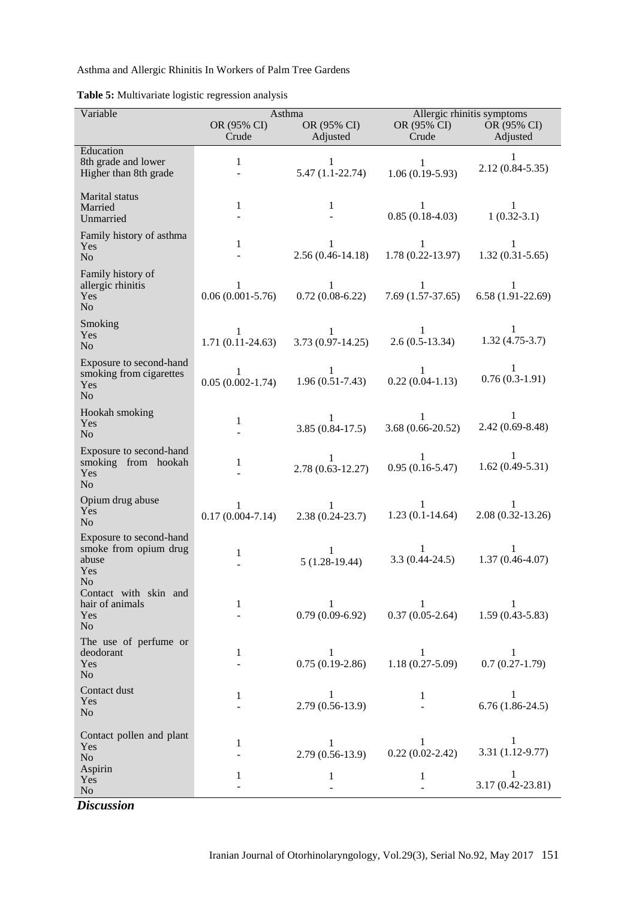**Table 5:** Multivariate logistic regression analysis

| Variable | Asthma | | Allergic rhinitis symptoms | |
|---|---|---|---|---|
| | OR (95% CI) Crude | OR (95% CI) Adjusted | OR (95% CI) Crude | OR (95% CI) Adjusted |
| **Education** | | | | |
| 8th grade and lower | 1 | 1 | 1 | 1 |
| Higher than 8th grade | - | 5.47 (1.1-22.74) | 1.06 (0.19-5.93) | 2.12 (0.84-5.35) |
| **Marital status** | | | | |
| Married | 1 | 1 | 1 | 1 |
| Unmarried | - | - | 0.85 (0.18-4.03) | 1 (0.32-3.1) |
| **Family history of asthma** | | | | |
| Yes | 1 | 1 | 1 | 1 |
| No | - | 2.56 (0.46-14.18) | 1.78 (0.22-13.97) | 1.32 (0.31-5.65) |
| **Family history of allergic rhinitis** | | | | |
| Yes | 1 | 1 | 1 | 1 |
| No | 0.06 (0.001-5.76) | 0.72 (0.08-6.22) | 7.69 (1.57-37.65) | 6.58 (1.91-22.69) |
| **Smoking** | | | | |
| Yes | 1 | 1 | 1 | 1 |
| No | 1.71 (0.11-24.63) | 3.73 (0.97-14.25) | 2.6 (0.5-13.34) | 1.32 (4.75-3.7) |
| **Exposure to second-hand smoking from cigarettes** | | | | |
| Yes | 1 | 1 | 1 | 1 |
| No | 0.05 (0.002-1.74) | 1.96 (0.51-7.43) | 0.22 (0.04-1.13) | 0.76 (0.3-1.91) |
| **Hookah smoking** | | | | |
| Yes | 1 | 1 | 1 | 1 |
| No | - | 3.85 (0.84-17.5) | 3.68 (0.66-20.52) | 2.42 (0.69-8.48) |
| **Exposure to second-hand smoking from hookah** | | | | |
| Yes | 1 | 1 | 1 | 1 |
| No | - | 2.78 (0.63-12.27) | 0.95 (0.16-5.47) | 1.62 (0.49-5.31) |
| **Opium drug abuse** | | | | |
| Yes | 1 | 1 | 1 | 1 |
| No | 0.17 (0.004-7.14) | 2.38 (0.24-23.7) | 1.23 (0.1-14.64) | 2.08 (0.32-13.26) |
| **Exposure to second-hand smoke from opium drug abuse** | | | | |
| Yes | 1 | 1 | 1 | 1 |
| No | - | 5 (1.28-19.44) | 3.3 (0.44-24.5) | 1.37 (0.46-4.07) |
| **Contact with skin and hair of animals** | | | | |
| Yes | 1 | 1 | 1 | 1 |
| No | - | 0.79 (0.09-6.92) | 0.37 (0.05-2.64) | 1.59 (0.43-5.83) |
| **The use of perfume or deodorant** | | | | |
| Yes | 1 | 1 | 1 | 1 |
| No | - | 0.75 (0.19-2.86) | 1.18 (0.27-5.09) | 0.7 (0.27-1.79) |
| **Contact dust** | | | | |
| Yes | 1 | 1 | 1 | 1 |
| No | - | 2.79 (0.56-13.9) | - | 6.76 (1.86-24.5) |
| **Contact pollen and plant** | | | | |
| Yes | 1 | 1 | 1 | 1 |
| No | - | 2.79 (0.56-13.9) | 0.22 (0.02-2.42) | 3.31 (1.12-9.77) |
| **Aspirin** | | | | |
| Yes | 1 | 1 | 1 | 1 |
| No | - | - | - | 3.17 (0.42-23.81) |

## *Discussion*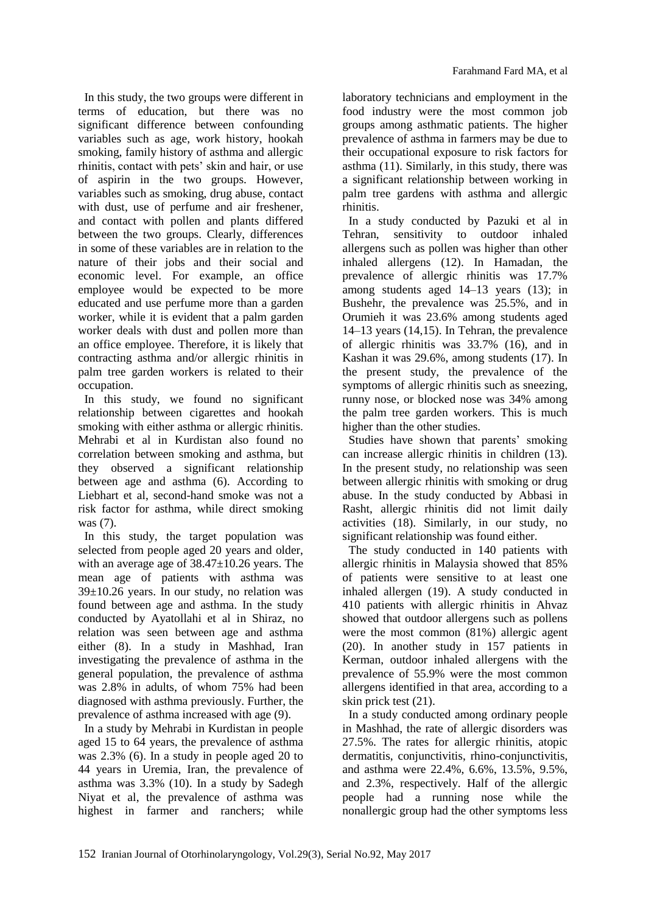In this study, the two groups were different in terms of education, but there was no significant difference between confounding variables such as age, work history, hookah smoking, family history of asthma and allergic rhinitis, contact with pets' skin and hair, or use of aspirin in the two groups. However, variables such as smoking, drug abuse, contact with dust, use of perfume and air freshener, and contact with pollen and plants differed between the two groups. Clearly, differences in some of these variables are in relation to the nature of their jobs and their social and economic level. For example, an office employee would be expected to be more educated and use perfume more than a garden worker, while it is evident that a palm garden worker deals with dust and pollen more than an office employee. Therefore, it is likely that contracting asthma and/or allergic rhinitis in palm tree garden workers is related to their occupation.

In this study, we found no significant relationship between cigarettes and hookah smoking with either asthma or allergic rhinitis. Mehrabi et al in Kurdistan also found no correlation between smoking and asthma, but they observed a significant relationship between age and asthma (6). According to Liebhart et al, second-hand smoke was not a risk factor for asthma, while direct smoking was (7).

In this study, the target population was selected from people aged 20 years and older, with an average age of 38.47±10.26 years. The mean age of patients with asthma was 39±10.26 years. In our study, no relation was found between age and asthma. In the study conducted by Ayatollahi et al in Shiraz, no relation was seen between age and asthma either (8). In a study in Mashhad, Iran investigating the prevalence of asthma in the general population, the prevalence of asthma was 2.8% in adults, of whom 75% had been diagnosed with asthma previously. Further, the prevalence of asthma increased with age (9).

In a study by Mehrabi in Kurdistan in people aged 15 to 64 years, the prevalence of asthma was 2.3% (6). In a study in people aged 20 to 44 years in Uremia, Iran, the prevalence of asthma was 3.3% (10). In a study by Sadegh Niyat et al, the prevalence of asthma was highest in farmer and ranchers; while laboratory technicians and employment in the food industry were the most common job groups among asthmatic patients. The higher prevalence of asthma in farmers may be due to their occupational exposure to risk factors for asthma (11). Similarly, in this study, there was a significant relationship between working in palm tree gardens with asthma and allergic rhinitis.

In a study conducted by Pazuki et al in Tehran, sensitivity to outdoor inhaled allergens such as pollen was higher than other inhaled allergens (12). In Hamadan, the prevalence of allergic rhinitis was 17.7% among students aged 14–13 years (13); in Bushehr, the prevalence was 25.5%, and in Orumieh it was 23.6% among students aged 14–13 years (14,15). In Tehran, the prevalence of allergic rhinitis was 33.7% (16), and in Kashan it was 29.6%, among students (17). In the present study, the prevalence of the symptoms of allergic rhinitis such as sneezing, runny nose, or blocked nose was 34% among the palm tree garden workers. This is much higher than the other studies.

Studies have shown that parents' smoking can increase allergic rhinitis in children (13). In the present study, no relationship was seen between allergic rhinitis with smoking or drug abuse. In the study conducted by Abbasi in Rasht, allergic rhinitis did not limit daily activities (18). Similarly, in our study, no significant relationship was found either.

The study conducted in 140 patients with allergic rhinitis in Malaysia showed that 85% of patients were sensitive to at least one inhaled allergen (19). A study conducted in 410 patients with allergic rhinitis in Ahvaz showed that outdoor allergens such as pollens were the most common (81%) allergic agent (20). In another study in 157 patients in Kerman, outdoor inhaled allergens with the prevalence of 55.9% were the most common allergens identified in that area, according to a skin prick test (21).

In a study conducted among ordinary people in Mashhad, the rate of allergic disorders was 27.5%. The rates for allergic rhinitis, atopic dermatitis, conjunctivitis, rhino-conjunctivitis, and asthma were 22.4%, 6.6%, 13.5%, 9.5%, and 2.3%, respectively. Half of the allergic people had a running nose while the nonallergic group had the other symptoms less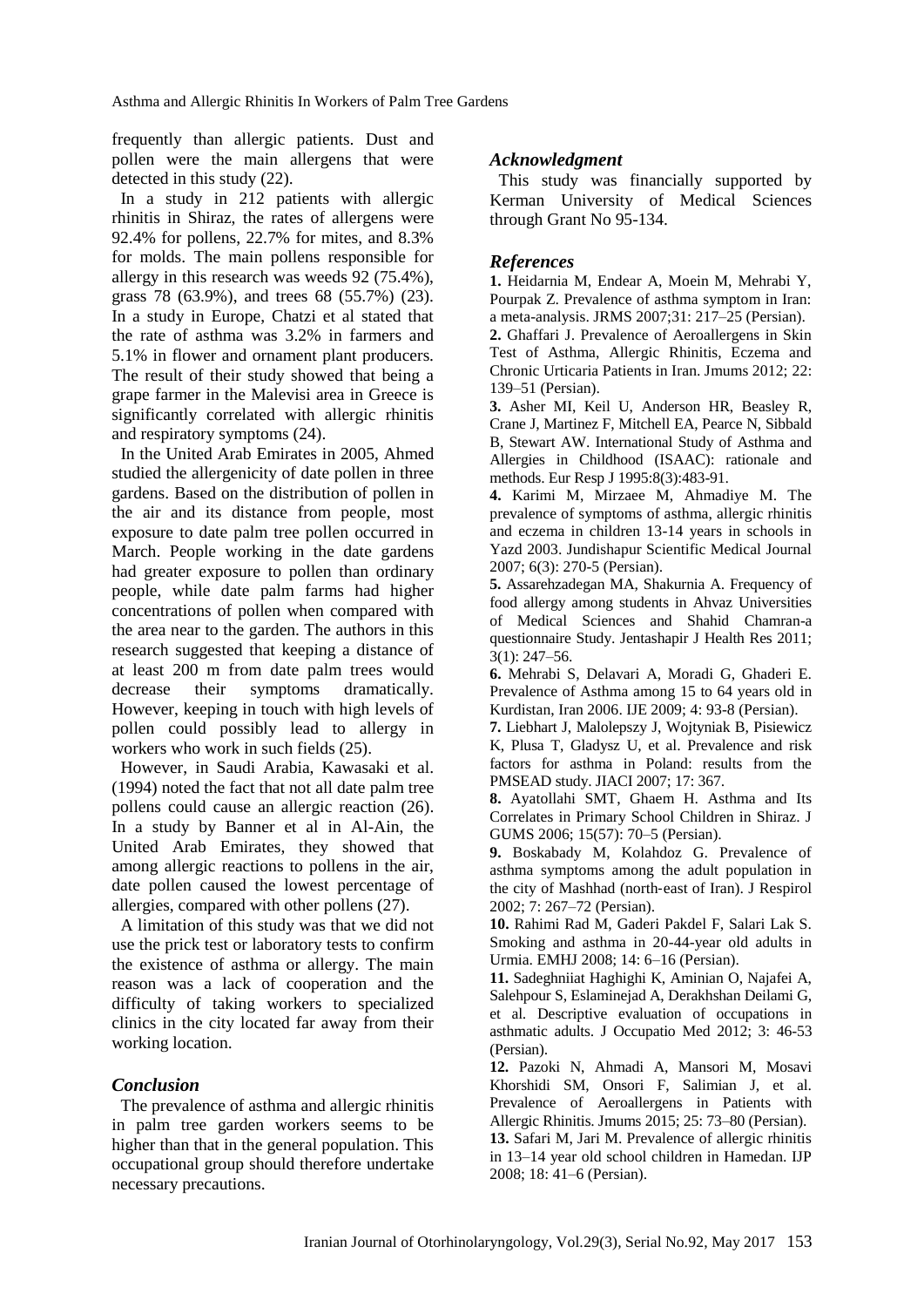frequently than allergic patients. Dust and pollen were the main allergens that were detected in this study (22).

In a study in 212 patients with allergic rhinitis in Shiraz, the rates of allergens were 92.4% for pollens, 22.7% for mites, and 8.3% for molds. The main pollens responsible for allergy in this research was weeds 92 (75.4%), grass 78 (63.9%), and trees 68 (55.7%) (23). In a study in Europe, Chatzi et al stated that the rate of asthma was 3.2% in farmers and 5.1% in flower and ornament plant producers. The result of their study showed that being a grape farmer in the Malevisi area in Greece is significantly correlated with allergic rhinitis and respiratory symptoms (24).

In the United Arab Emirates in 2005, Ahmed studied the allergenicity of date pollen in three gardens. Based on the distribution of pollen in the air and its distance from people, most exposure to date palm tree pollen occurred in March. People working in the date gardens had greater exposure to pollen than ordinary people, while date palm farms had higher concentrations of pollen when compared with the area near to the garden. The authors in this research suggested that keeping a distance of at least 200 m from date palm trees would decrease their symptoms dramatically. However, keeping in touch with high levels of pollen could possibly lead to allergy in workers who work in such fields (25).

However, in Saudi Arabia, Kawasaki et al. (1994) noted the fact that not all date palm tree pollens could cause an allergic reaction (26). In a study by Banner et al in Al-Ain, the United Arab Emirates, they showed that among allergic reactions to pollens in the air, date pollen caused the lowest percentage of allergies, compared with other pollens (27).

A limitation of this study was that we did not use the prick test or laboratory tests to confirm the existence of asthma or allergy. The main reason was a lack of cooperation and the difficulty of taking workers to specialized clinics in the city located far away from their working location.

## *Conclusion*

The prevalence of asthma and allergic rhinitis in palm tree garden workers seems to be higher than that in the general population. This occupational group should therefore undertake necessary precautions.

## *Acknowledgment*

This study was financially supported by Kerman University of Medical Sciences through Grant No 95-134.

## *References*

**1.** Heidarnia M, Endear A, Moein M, Mehrabi Y, Pourpak Z. Prevalence of asthma symptom in Iran: a meta-analysis. JRMS 2007;31: 217–25 (Persian).

**2.** Ghaffari J. Prevalence of Aeroallergens in Skin Test of Asthma, Allergic Rhinitis, Eczema and Chronic Urticaria Patients in Iran. Jmums 2012; 22: 139–51 (Persian).

**3.** Asher MI, Keil U, Anderson HR, Beasley R, Crane J, Martinez F, Mitchell EA, Pearce N, Sibbald B, Stewart AW. International Study of Asthma and Allergies in Childhood (ISAAC): rationale and methods. Eur Resp J 1995:8(3):483-91.

**4.** Karimi M, Mirzaee M, Ahmadiye M. The prevalence of symptoms of asthma, allergic rhinitis and eczema in children 13-14 years in schools in Yazd 2003. Jundishapur Scientific Medical Journal 2007; 6(3): 270-5 (Persian).

**5.** Assarehzadegan MA, Shakurnia A. Frequency of food allergy among students in Ahvaz Universities of Medical Sciences and Shahid Chamran-a questionnaire Study. Jentashapir J Health Res 2011; 3(1): 247–56.

**6.** Mehrabi S, Delavari A, Moradi G, Ghaderi E. Prevalence of Asthma among 15 to 64 years old in Kurdistan, Iran 2006. IJE 2009; 4: 93-8 (Persian).

**7.** Liebhart J, Malolepszy J, Wojtyniak B, Pisiewicz K, Plusa T, Gladysz U, et al. Prevalence and risk factors for asthma in Poland: results from the PMSEAD study. JIACI 2007; 17: 367.

**8.** Ayatollahi SMT, Ghaem H. Asthma and Its Correlates in Primary School Children in Shiraz. J GUMS 2006; 15(57): 70–5 (Persian).

**9.** Boskabady M, Kolahdoz G. Prevalence of asthma symptoms among the adult population in the city of Mashhad (north-east of Iran). J Respirol 2002; 7: 267–72 (Persian).

**10.** Rahimi Rad M, Gaderi Pakdel F, Salari Lak S. Smoking and asthma in 20-44-year old adults in Urmia. EMHJ 2008; 14: 6–16 (Persian).

**11.** Sadeghniiat Haghighi K, Aminian O, Najafei A, Salehpour S, Eslaminejad A, Derakhshan Deilami G, et al. Descriptive evaluation of occupations in asthmatic adults. J Occupatio Med 2012; 3: 46-53 (Persian).

**12.** Pazoki N, Ahmadi A, Mansori M, Mosavi Khorshidi SM, Onsori F, Salimian J, et al. Prevalence of Aeroallergens in Patients with Allergic Rhinitis. Jmums 2015; 25: 73–80 (Persian).

**13.** Safari M, Jari M. Prevalence of allergic rhinitis in 13–14 year old school children in Hamedan. IJP 2008; 18: 41–6 (Persian).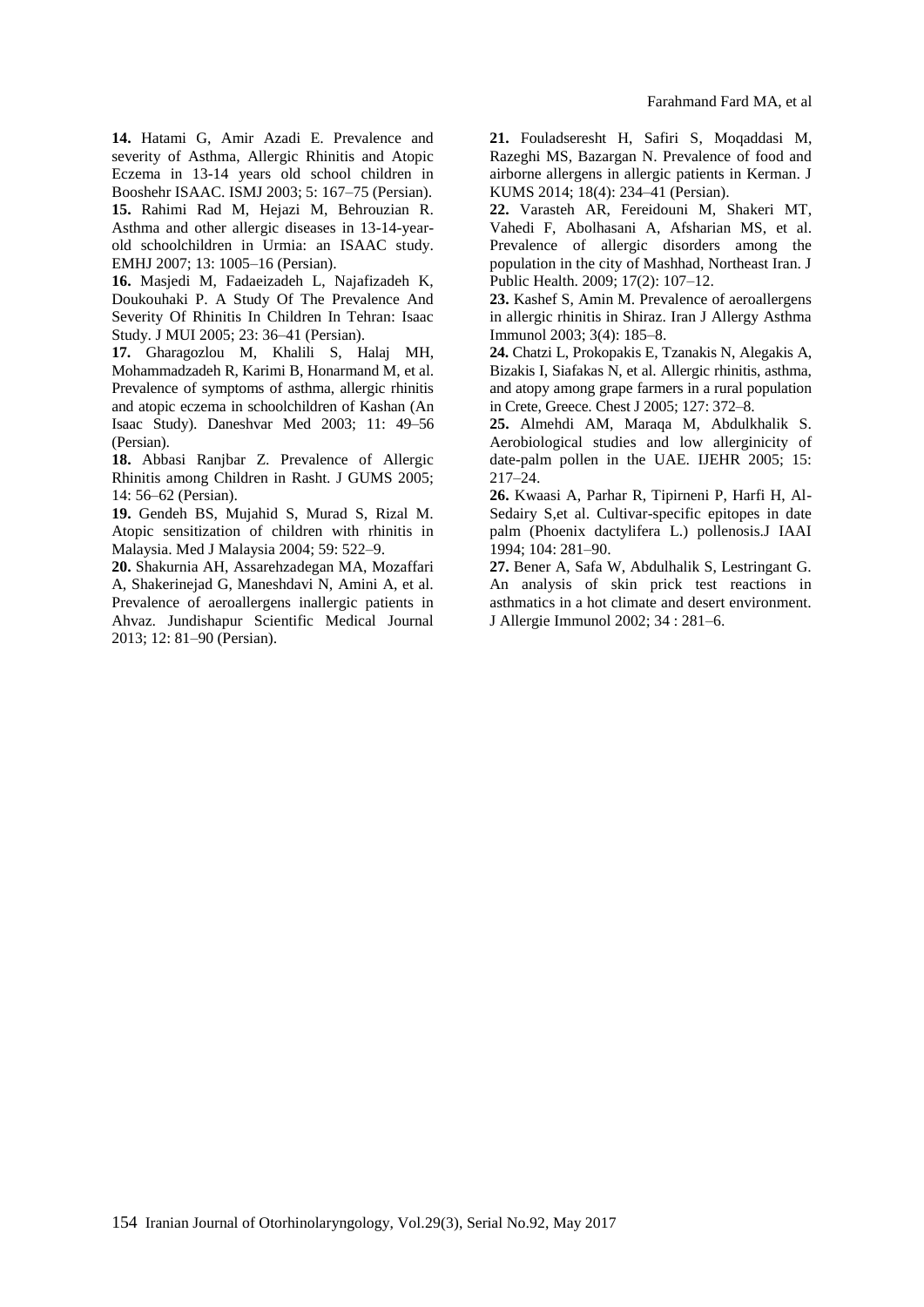**14.** Hatami G, Amir Azadi E. Prevalence and severity of Asthma, Allergic Rhinitis and Atopic Eczema in 13-14 years old school children in Booshehr ISAAC. ISMJ 2003; 5: 167–75 (Persian).

**15.** Rahimi Rad M, Hejazi M, Behrouzian R. Asthma and other allergic diseases in 13-14-year-old schoolchildren in Urmia: an ISAAC study. EMHJ 2007; 13: 1005–16 (Persian).

**16.** Masjedi M, Fadaeizadeh L, Najafizadeh K, Doukouhaki P. A Study Of The Prevalence And Severity Of Rhinitis In Children In Tehran: Isaac Study. J MUI 2005; 23: 36–41 (Persian).

**17.** Gharagozlou M, Khalili S, Halaj MH, Mohammadzadeh R, Karimi B, Honarmand M, et al. Prevalence of symptoms of asthma, allergic rhinitis and atopic eczema in schoolchildren of Kashan (An Isaac Study). Daneshvar Med 2003; 11: 49–56 (Persian).

**18.** Abbasi Ranjbar Z. Prevalence of Allergic Rhinitis among Children in Rasht. J GUMS 2005; 14: 56–62 (Persian).

**19.** Gendeh BS, Mujahid S, Murad S, Rizal M. Atopic sensitization of children with rhinitis in Malaysia. Med J Malaysia 2004; 59: 522–9.

**20.** Shakurnia AH, Assarehzadegan MA, Mozaffari A, Shakerinejad G, Maneshdavi N, Amini A, et al. Prevalence of aeroallergens inallergic patients in Ahvaz. Jundishapur Scientific Medical Journal 2013; 12: 81–90 (Persian).

**21.** Fouladseresht H, Safiri S, Moqaddasi M, Razeghi MS, Bazargan N. Prevalence of food and airborne allergens in allergic patients in Kerman. J KUMS 2014; 18(4): 234–41 (Persian).

**22.** Varasteh AR, Fereidouni M, Shakeri MT, Vahedi F, Abolhasani A, Afsharian MS, et al. Prevalence of allergic disorders among the population in the city of Mashhad, Northeast Iran. J Public Health. 2009; 17(2): 107–12.

**23.** Kashef S, Amin M. Prevalence of aeroallergens in allergic rhinitis in Shiraz. Iran J Allergy Asthma Immunol 2003; 3(4): 185–8.

**24.** Chatzi L, Prokopakis E, Tzanakis N, Alegakis A, Bizakis I, Siafakas N, et al. Allergic rhinitis, asthma, and atopy among grape farmers in a rural population in Crete, Greece. Chest J 2005; 127: 372–8.

**25.** Almehdi AM, Maraqa M, Abdulkhalik S. Aerobiological studies and low allerginicity of date-palm pollen in the UAE. IJEHR 2005; 15: 217–24.

**26.** Kwaasi A, Parhar R, Tipirneni P, Harfi H, Al-Sedairy S,et al. Cultivar-specific epitopes in date palm (Phoenix dactylifera L.) pollenosis.J IAAI 1994; 104: 281–90.

**27.** Bener A, Safa W, Abdulhalik S, Lestringant G. An analysis of skin prick test reactions in asthmatics in a hot climate and desert environment. J Allergie Immunol 2002; 34 : 281–6.